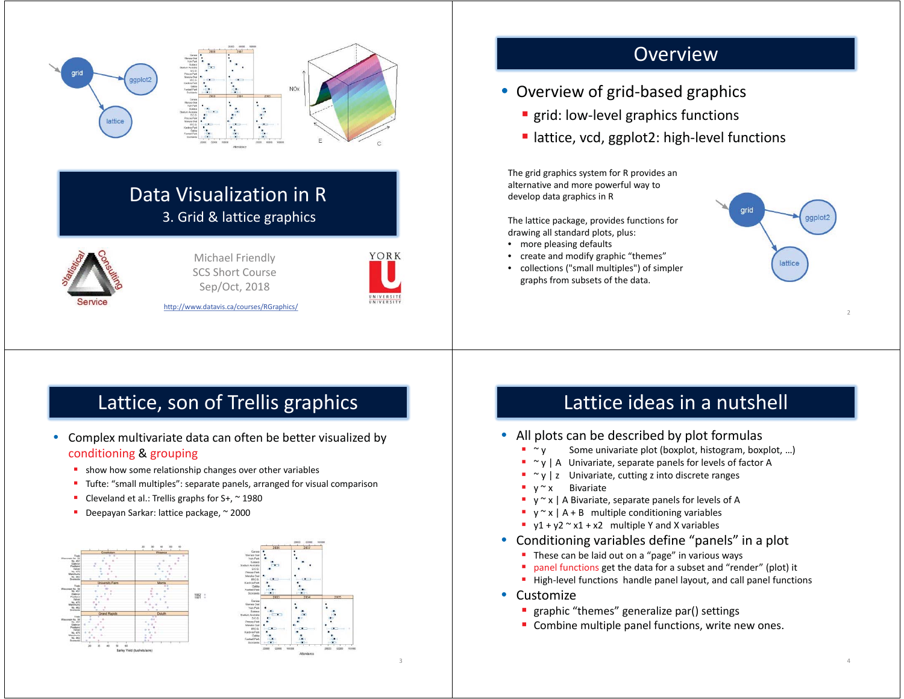# Data Visualization in R

## 3. Grid & lattice graphics

Michael Friendly
SCS Short Course
Sep/Oct, 2018

http://www.datavis.ca/courses/RGraphics/

## Overview

- Overview of grid-based graphics
  - grid: low-level graphics functions
  - lattice, vcd, ggplot2: high-level functions

The grid graphics system for R provides an alternative and more powerful way to develop data graphics in R

The lattice package, provides functions for drawing all standard plots, plus:

- more pleasing defaults
- create and modify graphic "themes"
- collections ("small multiples") of simpler graphs from subsets of the data.

## Lattice, son of Trellis graphics

- Complex multivariate data can often be better visualized by conditioning & grouping
  - show how some relationship changes over other variables
  - Tufte: "small multiples": separate panels, arranged for visual comparison
  - Cleveland et al.: Trellis graphs for S+, ~ 1980
  - Deepayan Sarkar: lattice package, ~ 2000

## Lattice ideas in a nutshell

- All plots can be described by plot formulas
  - ~ y     Some univariate plot (boxplot, histogram, boxplot, …)
  - ~ y | A   Univariate, separate panels for levels of factor A
  - ~ y | z   Univariate, cutting z into discrete ranges
  - y ~ x     Bivariate
  - y ~ x | A  Bivariate, separate panels for levels of A
  - y ~ x | A + B   multiple conditioning variables
  - y1 + y2 ~ x1 + x2   multiple Y and X variables
- Conditioning variables define "panels" in a plot
  - These can be laid out on a "page" in various ways
  - panel functions get the data for a subset and "render" (plot) it
  - High-level functions handle panel layout, and call panel functions
- Customize
  - graphic "themes" generalize par() settings
  - Combine multiple panel functions, write new ones.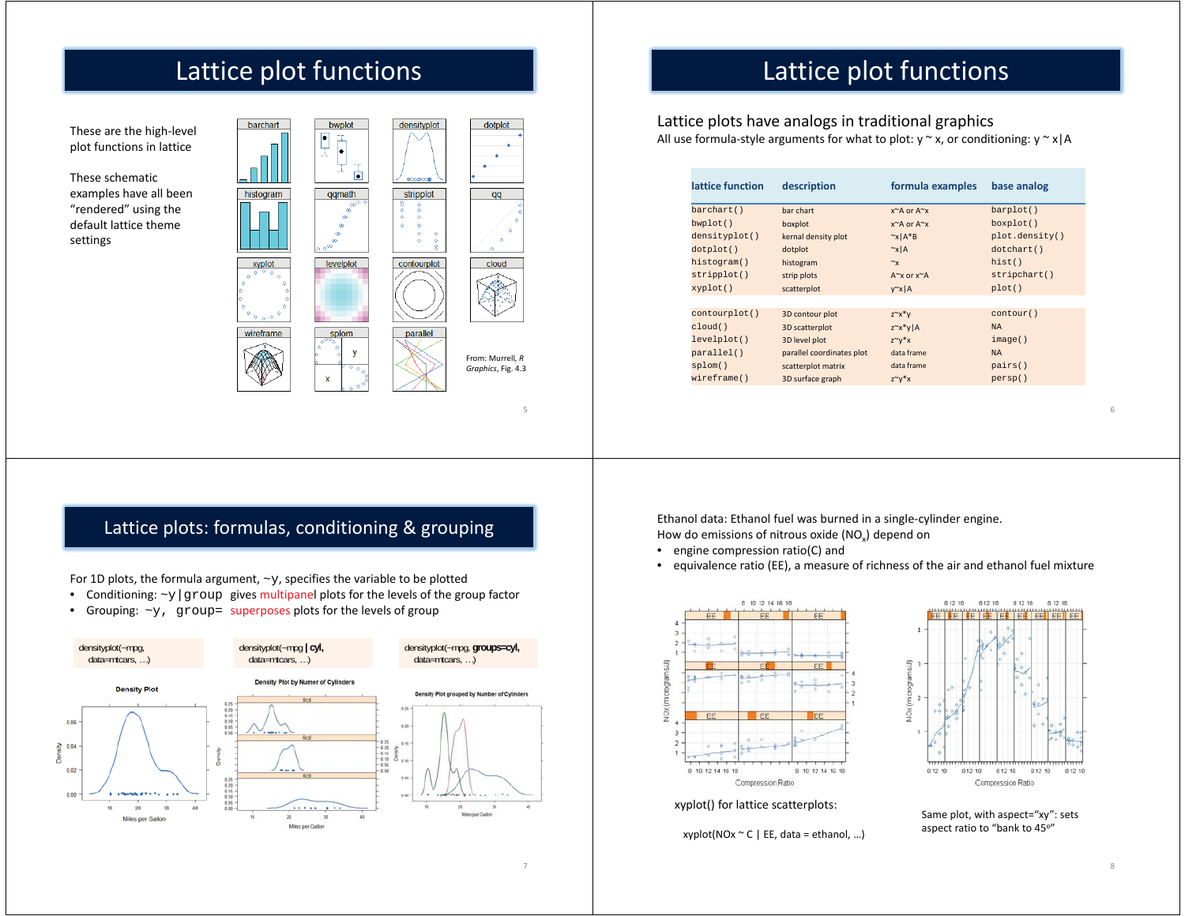# Lattice plot functions

These are the high-level plot functions in lattice

These schematic examples have all been "rendered" using the default lattice theme settings

From: Murrell, *R Graphics*, Fig. 4.3

# Lattice plot functions

Lattice plots have analogs in traditional graphics

All use formula-style arguments for what to plot: y ~ x, or conditioning: y ~ x|A

| lattice function | description | formula examples | base analog |
|---|---|---|---|
| `barchart()` | bar chart | x~A or A~x | `barplot()` |
| `bwplot()` | boxplot | x~A or A~x | `boxplot()` |
| `densityplot()` | kernal density plot | ~x\|A*B | `plot.density()` |
| `dotplot()` | dotplot | ~x\|A | `dotchart()` |
| `histogram()` | histogram | ~x | `hist()` |
| `stripplot()` | strip plots | A~x or x~A | `stripchart()` |
| `xyplot()` | scatterplot | y~x\|A | `plot()` |
| `contourplot()` | 3D contour plot | z~x*y | `contour()` |
| `cloud()` | 3D scatterplot | z~x*y\|A | NA |
| `levelplot()` | 3D level plot | z~y*x | `image()` |
| `parallel()` | parallel coordinates plot | data frame | NA |
| `splom()` | scatterplot matrix | data frame | `pairs()` |
| `wireframe()` | 3D surface graph | z~y*x | `persp()` |

# Lattice plots: formulas, conditioning & grouping

For 1D plots, the formula argument, ~y, specifies the variable to be plotted

- Conditioning: ~y|group gives multipanel plots for the levels of the group factor
- Grouping: ~y, group= superposes plots for the levels of group

```
densityplot(~mpg,
  data=mtcars, …)
```

```
densityplot(~mpg | cyl,
  data=mtcars, …)
```

```
densityplot(~mpg, groups=cyl,
  data=mtcars, …)
```

Ethanol data: Ethanol fuel was burned in a single-cylinder engine.
How do emissions of nitrous oxide ($NO_x$) depend on

- engine compression ratio(C) and
- equivalence ratio (EE), a measure of richness of the air and ethanol fuel mixture

xyplot() for lattice scatterplots:

```
xyplot(NOx ~ C | EE, data = ethanol, …)
```

Same plot, with aspect="xy": sets aspect ratio to "bank to 45°"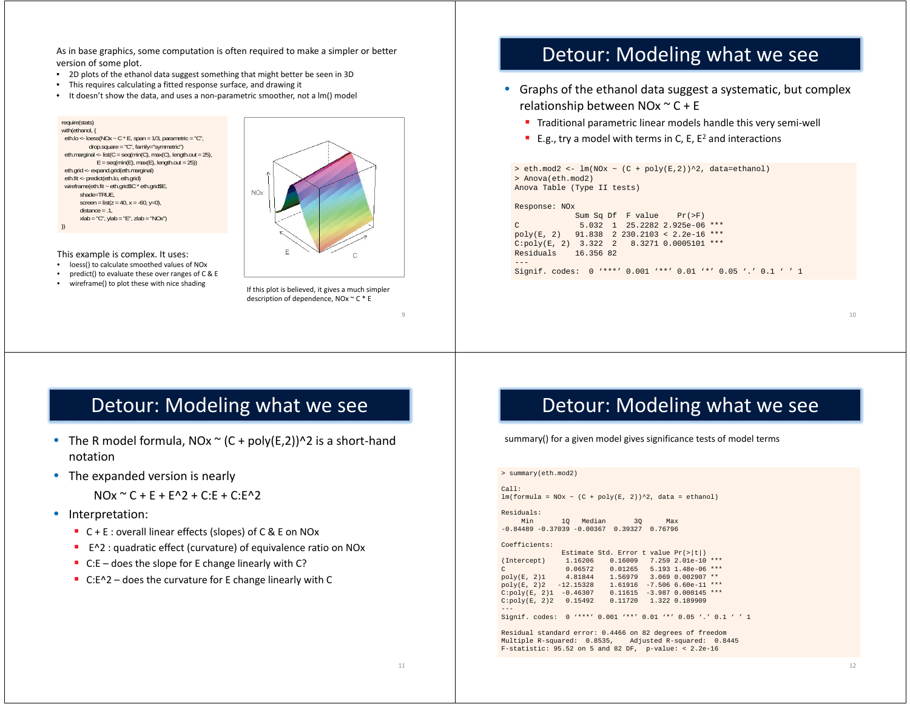As in base graphics, some computation is often required to make a simpler or better version of some plot.

- 2D plots of the ethanol data suggest something that might better be seen in 3D
- This requires calculating a fitted response surface, and drawing it
- It doesn't show the data, and uses a non-parametric smoother, not a lm() model

```
require(stats)
with(ethanol, {
  eth.lo <- loess(NOx ~ C * E, span = 1/3, parametric = "C",
              drop.square = "C", family="symmetric")
  eth.marginal <- list(C = seq(min(C), max(C), length.out = 25),
                 E = seq(min(E), max(E), length.out = 25))
  eth.grid <- expand.grid(eth.marginal)
  eth.fit <- predict(eth.lo, eth.grid)
  wireframe(eth.fit ~ eth.grid$C * eth.grid$E,
          shade=TRUE,
          screen = list(z = 40, x = -60, y=0),
          distance = .1,
          xlab = "C", ylab = "E", zlab = "NOx")
})
```

This example is complex. It uses:

- loess() to calculate smoothed values of NOx
- predict() to evaluate these over ranges of C & E
- wireframe() to plot these with nice shading

If this plot is believed, it gives a much simpler description of dependence, NOx ~ C * E

# Detour: Modeling what we see

- Graphs of the ethanol data suggest a systematic, but complex relationship between NOx ~ C + E
  - Traditional parametric linear models handle this very semi-well
  - E.g., try a model with terms in C, E, $E^2$ and interactions

```
> eth.mod2 <- lm(NOx ~ (C + poly(E,2))^2, data=ethanol)
> Anova(eth.mod2)
Anova Table (Type II tests)

Response: NOx
            Sum Sq Df  F value    Pr(>F)
C            5.032  1  25.2282 2.925e-06 ***
poly(E, 2)  91.838  2 230.2103 < 2.2e-16 ***
C:poly(E, 2) 3.322  2   8.3271 0.0005101 ***
Residuals   16.356 82
---
Signif. codes:  0 '***' 0.001 '**' 0.01 '*' 0.05 '.' 0.1 ' ' 1
```

# Detour: Modeling what we see

- The R model formula, NOx ~ (C + poly(E,2))^2 is a short-hand notation
- The expanded version is nearly

  NOx ~ C + E + E^2 + C:E + C:E^2
- Interpretation:
  - C + E : overall linear effects (slopes) of C & E on NOx
  - E^2 : quadratic effect (curvature) of equivalence ratio on NOx
  - C:E – does the slope for E change linearly with C?
  - C:E^2 – does the curvature for E change linearly with C

# Detour: Modeling what we see

summary() for a given model gives significance tests of model terms

```
> summary(eth.mod2)

Call:
lm(formula = NOx ~ (C + poly(E, 2))^2, data = ethanol)

Residuals:
     Min       1Q   Median       3Q      Max
-0.84489 -0.37039 -0.00367  0.39327  0.76796

Coefficients:
              Estimate Std. Error t value Pr(>|t|)
(Intercept)    1.16206    0.16009   7.259 2.01e-10 ***
C              0.06572    0.01265   5.193 1.48e-06 ***
poly(E, 2)1    4.81844    1.56979   3.069 0.002907 **
poly(E, 2)2  -12.15328    1.61916  -7.506 6.60e-11 ***
C:poly(E, 2)1 -0.46307    0.11615  -3.987 0.000145 ***
C:poly(E, 2)2  0.15492    0.11720   1.322 0.189909
---
Signif. codes:  0 '***' 0.001 '**' 0.01 '*' 0.05 '.' 0.1 ' ' 1

Residual standard error: 0.4466 on 82 degrees of freedom
Multiple R-squared:  0.8535,    Adjusted R-squared:  0.8445
F-statistic: 95.52 on 5 and 82 DF,  p-value: < 2.2e-16
```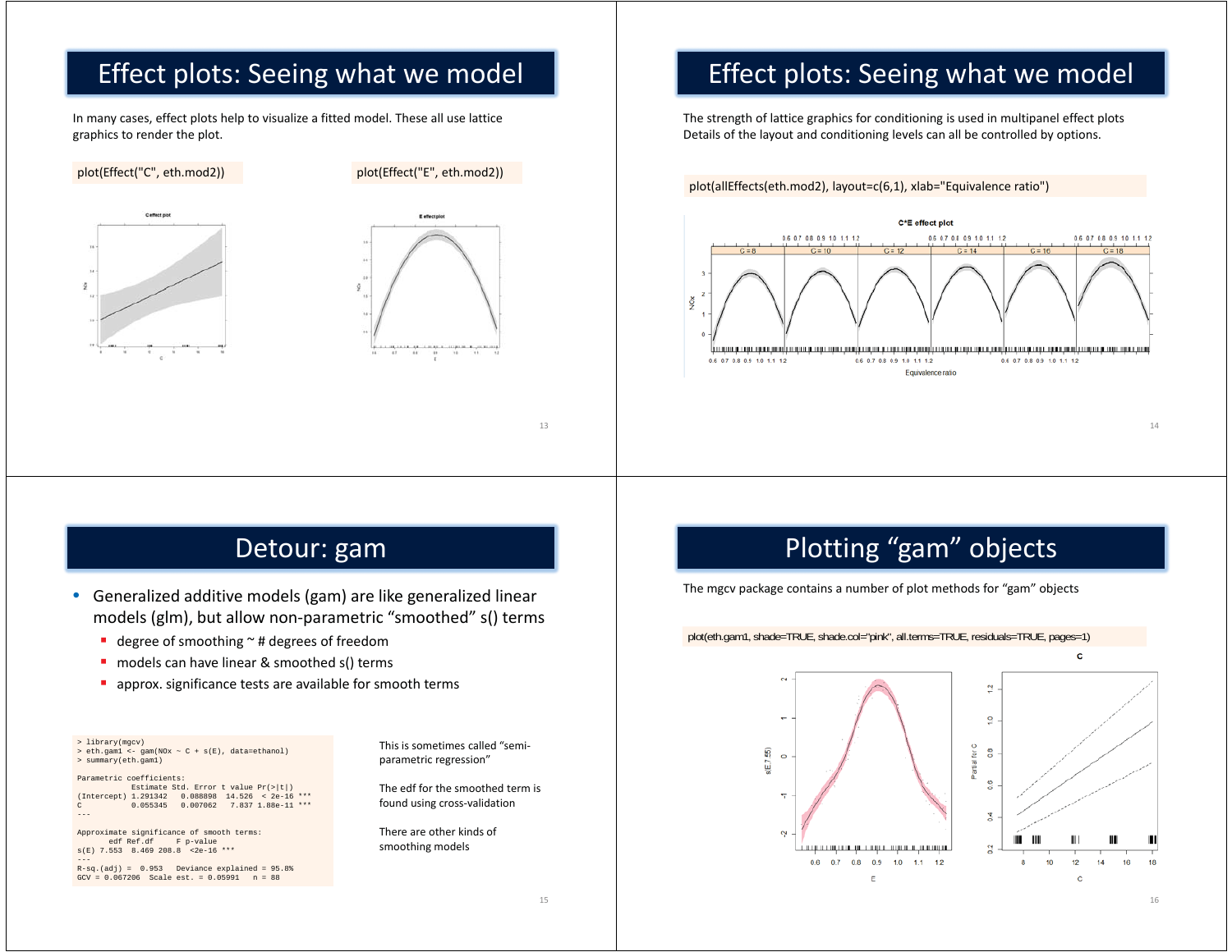# Effect plots: Seeing what we model

In many cases, effect plots help to visualize a fitted model. These all use lattice graphics to render the plot.

```
plot(Effect("C", eth.mod2))
```

```
plot(Effect("E", eth.mod2))
```

# Effect plots: Seeing what we model

The strength of lattice graphics for conditioning is used in multipanel effect plots
Details of the layout and conditioning levels can all be controlled by options.

```
plot(allEffects(eth.mod2), layout=c(6,1), xlab="Equivalence ratio")
```

# Detour: gam

- Generalized additive models (gam) are like generalized linear models (glm), but allow non-parametric "smoothed" s() terms
  - degree of smoothing ~ # degrees of freedom
  - models can have linear & smoothed s() terms
  - approx. significance tests are available for smooth terms

```
> library(mgcv)
> eth.gam1 <- gam(NOx ~ C + s(E), data=ethanol)
> summary(eth.gam1)

Parametric coefficients:
            Estimate Std. Error t value Pr(>|t|)
(Intercept) 1.291342   0.088898  14.526  < 2e-16 ***
C           0.055345   0.007062   7.837 1.88e-11 ***
---

Approximate significance of smooth terms:
       edf Ref.df     F p-value
s(E) 7.553  8.469 208.8  <2e-16 ***
---
R-sq.(adj) =  0.953   Deviance explained = 95.8%
GCV = 0.067206  Scale est. = 0.05991   n = 88
```

This is sometimes called "semi-parametric regression"

The edf for the smoothed term is found using cross-validation

There are other kinds of smoothing models

# Plotting "gam" objects

The mgcv package contains a number of plot methods for "gam" objects

```
plot(eth.gam1, shade=TRUE, shade.col="pink", all.terms=TRUE, residuals=TRUE, pages=1)
```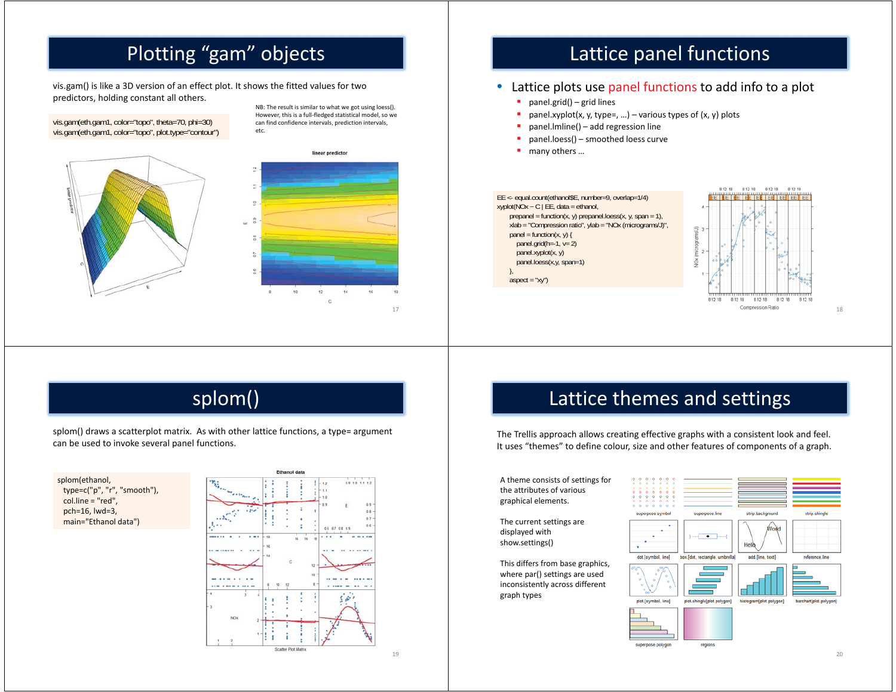## Plotting "gam" objects

vis.gam() is like a 3D version of an effect plot. It shows the fitted values for two predictors, holding constant all others.

```
vis.gam(eth.gam1, color="topo", theta=70, phi=30)
vis.gam(eth.gam1, color="topo", plot.type="contour")
```

NB: The result is similar to what we got using loess(). However, this is a full-fledged statistical model, so we can find confidence intervals, prediction intervals, etc.

## Lattice panel functions

- Lattice plots use panel functions to add info to a plot
  - panel.grid() – grid lines
  - panel.xyplot(x, y, type=, …) – various types of (x, y) plots
  - panel.lmline() – add regression line
  - panel.loess() – smoothed loess curve
  - many others …

```
EE <- equal.count(ethanol$E, number=9, overlap=1/4)
xyplot(NOx ~ C | EE, data = ethanol,
       prepanel = function(x, y) prepanel.loess(x, y, span = 1),
       xlab = "Compression ratio", ylab = "NOx (micrograms/J)",
       panel = function(x, y) {
         panel.grid(h=-1, v= 2)
         panel.xyplot(x, y)
         panel.loess(x,y, span=1)
       },
       aspect = "xy")
```

## splom()

splom() draws a scatterplot matrix. As with other lattice functions, a type= argument can be used to invoke several panel functions.

```
splom(ethanol,
  type=c("p", "r", "smooth"),
  col.line = "red",
  pch=16, lwd=3,
  main="Ethanol data")
```

## Lattice themes and settings

The Trellis approach allows creating effective graphs with a consistent look and feel. It uses "themes" to define colour, size and other features of components of a graph.

A theme consists of settings for the attributes of various graphical elements.

The current settings are displayed with show.settings()

This differs from base graphics, where par() settings are used inconsistently across different graph types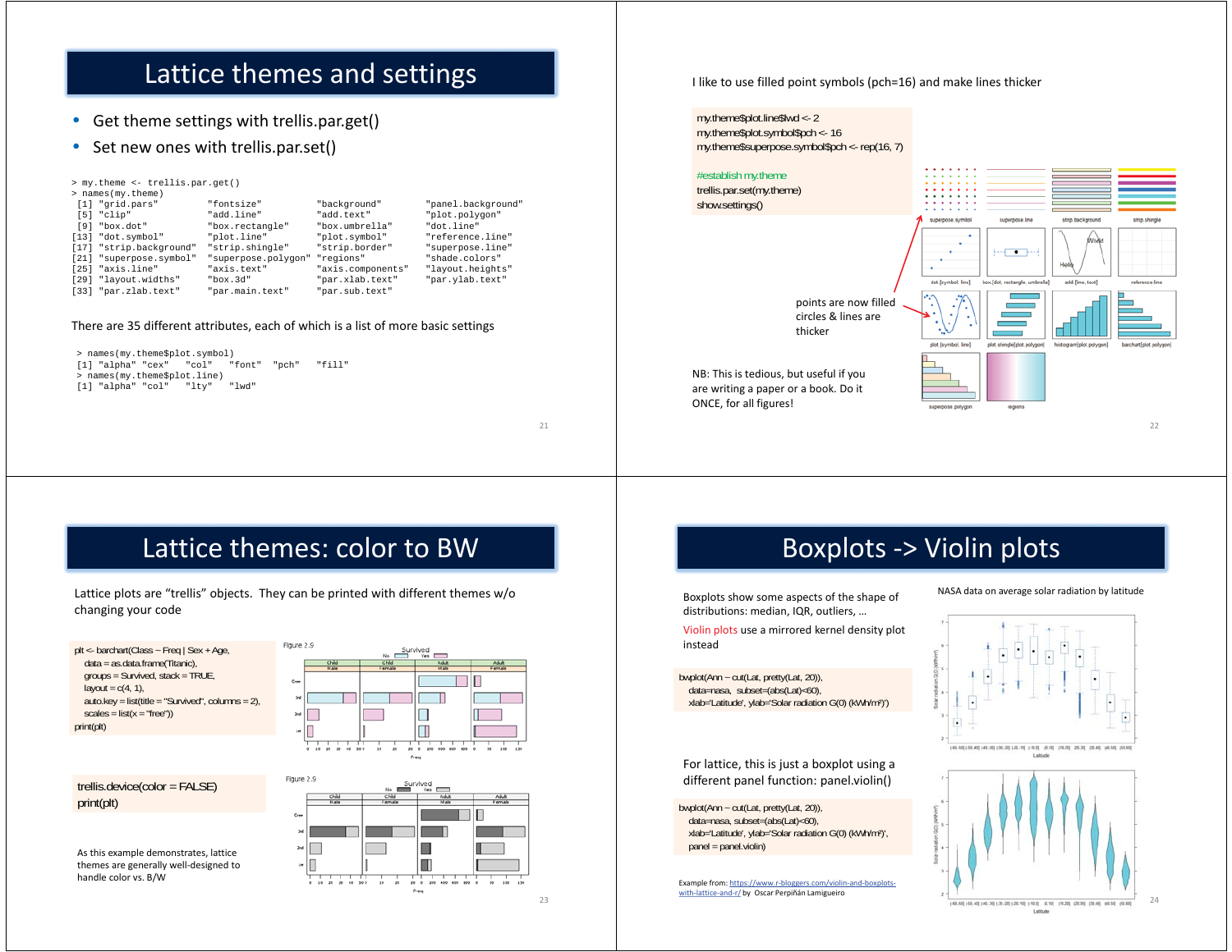# Lattice themes and settings

- Get theme settings with trellis.par.get()
- Set new ones with trellis.par.set()

```
> my.theme <- trellis.par.get()
> names(my.theme)
 [1] "grid.pars"         "fontsize"          "background"        "panel.background"
 [5] "clip"              "add.line"          "add.text"          "plot.polygon"
 [9] "box.dot"           "box.rectangle"     "box.umbrella"      "dot.line"
[13] "dot.symbol"        "plot.line"         "plot.symbol"       "reference.line"
[17] "strip.background"  "strip.shingle"     "strip.border"      "superpose.line"
[21] "superpose.symbol"  "superpose.polygon" "regions"           "shade.colors"
[25] "axis.line"         "axis.text"         "axis.components"   "layout.heights"
[29] "layout.widths"     "box.3d"            "par.xlab.text"     "par.ylab.text"
[33] "par.zlab.text"     "par.main.text"     "par.sub.text"
```

There are 35 different attributes, each of which is a list of more basic settings

```
> names(my.theme$plot.symbol)
[1] "alpha" "cex"   "col"   "font"  "pch"   "fill"
> names(my.theme$plot.line)
[1] "alpha" "col"   "lty"   "lwd"
```

I like to use filled point symbols (pch=16) and make lines thicker

```
my.theme$plot.line$lwd <- 2
my.theme$plot.symbol$pch <- 16
my.theme$superpose.symbol$pch <- rep(16, 7)

#establish my.theme
trellis.par.set(my.theme)
show.settings()
```

points are now filled circles & lines are thicker

NB: This is tedious, but useful if you are writing a paper or a book. Do it ONCE, for all figures!

# Lattice themes: color to BW

Lattice plots are "trellis" objects. They can be printed with different themes w/o changing your code

```
plt <- barchart(Class ~ Freq | Sex + Age,
   data = as.data.frame(Titanic),
   groups = Survived, stack = TRUE,
   layout = c(4, 1),
   auto.key = list(title = "Survived", columns = 2),
   scales = list(x = "free"))
print(plt)
```

```
trellis.device(color = FALSE)
print(plt)
```

As this example demonstrates, lattice themes are generally well-designed to handle color vs. B/W

# Boxplots -> Violin plots

Boxplots show some aspects of the shape of distributions: median, IQR, outliers, …

Violin plots use a mirrored kernel density plot instead

```
bwplot(Ann ~ cut(Lat, pretty(Lat, 20)),
   data=nasa, subset=(abs(Lat)<60),
   xlab='Latitude', ylab='Solar radiation G(0) (kWh/m²)')
```

For lattice, this is just a boxplot using a different panel function: panel.violin()

```
bwplot(Ann ~ cut(Lat, pretty(Lat, 20)),
   data=nasa, subset=(abs(Lat)<60),
   xlab='Latitude', ylab='Solar radiation G(0) (kWh/m²)',
   panel = panel.violin)
```

NASA data on average solar radiation by latitude

Example from: https://www.r-bloggers.com/violin-and-boxplots-with-lattice-and-r/ by Oscar Perpiñán Lamigueiro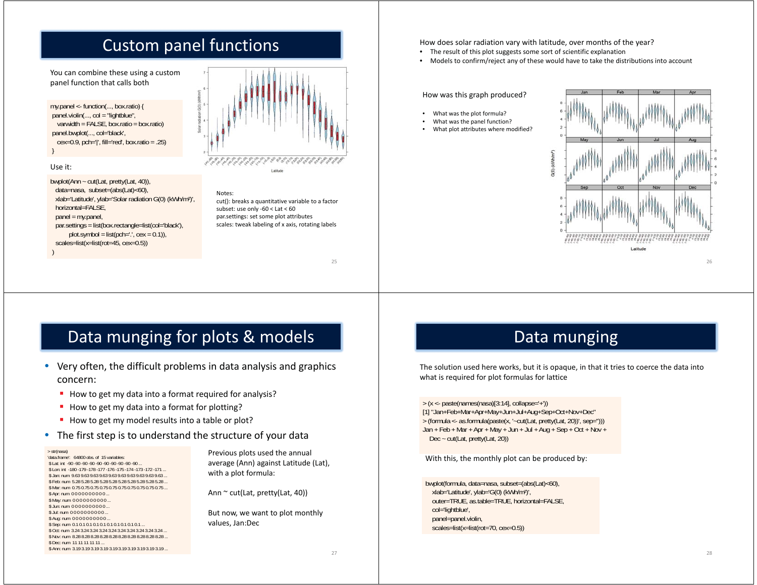# Custom panel functions

You can combine these using a custom panel function that calls both

```
my.panel <- function(..., box.ratio) {
 panel.violin(..., col = "lightblue",
   varwidth = FALSE, box.ratio = box.ratio)
 panel.bwplot(..., col='black',
   cex=0.9, pch='|', fill='red', box.ratio = .25)
}
```

Use it:

```
bwplot(Ann ~ cut(Lat, pretty(Lat, 40)),
   data=nasa,  subset=(abs(Lat)<60),
   xlab='Latitude', ylab='Solar radiation G(0) (kWh/m²)',
   horizontal=FALSE,
   panel = my.panel,
   par.settings = list(box.rectangle=list(col='black'),
        plot.symbol = list(pch='.', cex = 0.1)),
   scales=list(x=list(rot=45, cex=0.5))
)
```

Solar radiation G(0) (kWh/m²)

Latitude

Notes:
cut(): breaks a quantitative variable to a factor
subset: use only -60 < Lat < 60
par.settings: set some plot attributes
scales: tweak labeling of x axis, rotating labels

How does solar radiation vary with latitude, over months of the year?

- The result of this plot suggests some sort of scientific explanation
- Models to confirm/reject any of these would have to take the distributions into account

How was this graph produced?

- What was the plot formula?
- What was the panel function?
- What plot attributes where modified?

Jan Feb Mar Apr
May Jun Jul Aug
Sep Oct Nov Dec

G(0) (kWh/m²)

Latitude

# Data munging for plots & models

- Very often, the difficult problems in data analysis and graphics concern:
  - How to get my data into a format required for analysis?
  - How to get my data into a format for plotting?
  - How to get my model results into a table or plot?
- The first step is to understand the structure of your data

```
> str(nasa)
'data.frame':   64800 obs. of  15 variables:
 $ Lat: int  -90 -90 -90 -90 -90 -90 -90 -90 -90 -90 ...
 $ Lon: int  -180 -179 -178 -177 -176 -175 -174 -173 -172 -171 ...
 $ Jan: num  9.63 9.63 9.63 9.63 9.63 9.63 9.63 9.63 9.63 9.63 ...
 $ Feb: num  5.28 5.28 5.28 5.28 5.28 5.28 5.28 5.28 5.28 5.28 ...
 $ Mar: num  0.75 0.75 0.75 0.75 0.75 0.75 0.75 0.75 0.75 0.75 ...
 $ Apr: num  0 0 0 0 0 0 0 0 0 0 ...
 $ May: num  0 0 0 0 0 0 0 0 0 0 ...
 $ Jun: num  0 0 0 0 0 0 0 0 0 0 ...
 $ Jul: num  0 0 0 0 0 0 0 0 0 0 ...
 $ Aug: num  0 0 0 0 0 0 0 0 0 0 ...
 $ Sep: num  0.1 0.1 0.1 0.1 0.1 0.1 0.1 0.1 0.1 0.1 ...
 $ Oct: num  3.24 3.24 3.24 3.24 3.24 3.24 3.24 3.24 3.24 3.24 ...
 $ Nov: num  8.28 8.28 8.28 8.28 8.28 8.28 8.28 8.28 8.28 8.28 ...
 $ Dec: num  11 11 11 11 11 ...
 $ Ann: num  3.19 3.19 3.19 3.19 3.19 3.19 3.19 3.19 3.19 3.19 ...
```

Previous plots used the annual average (Ann) against Latitude (Lat), with a plot formula:

Ann ~ cut(Lat, pretty(Lat, 40))

But now, we want to plot monthly values, Jan:Dec

# Data munging

The solution used here works, but it is opaque, in that it tries to coerce the data into what is required for plot formulas for lattice

```
> (x <- paste(names(nasa)[3:14], collapse='+'))
[1] "Jan+Feb+Mar+Apr+May+Jun+Jul+Aug+Sep+Oct+Nov+Dec"
> (formula <- as.formula(paste(x, '~cut(Lat, pretty(Lat, 20))', sep='')))
Jan + Feb + Mar + Apr + May + Jun + Jul + Aug + Sep + Oct + Nov +
   Dec ~ cut(Lat, pretty(Lat, 20))
```

With this, the monthly plot can be produced by:

```
bwplot(formula, data=nasa, subset=(abs(Lat)<60),
   xlab='Latitude', ylab='G(0) (kWh/m²)',
   outer=TRUE, as.table=TRUE, horizontal=FALSE,
   col='lightblue',
   panel=panel.violin,
   scales=list(x=list(rot=70, cex=0.5))
```